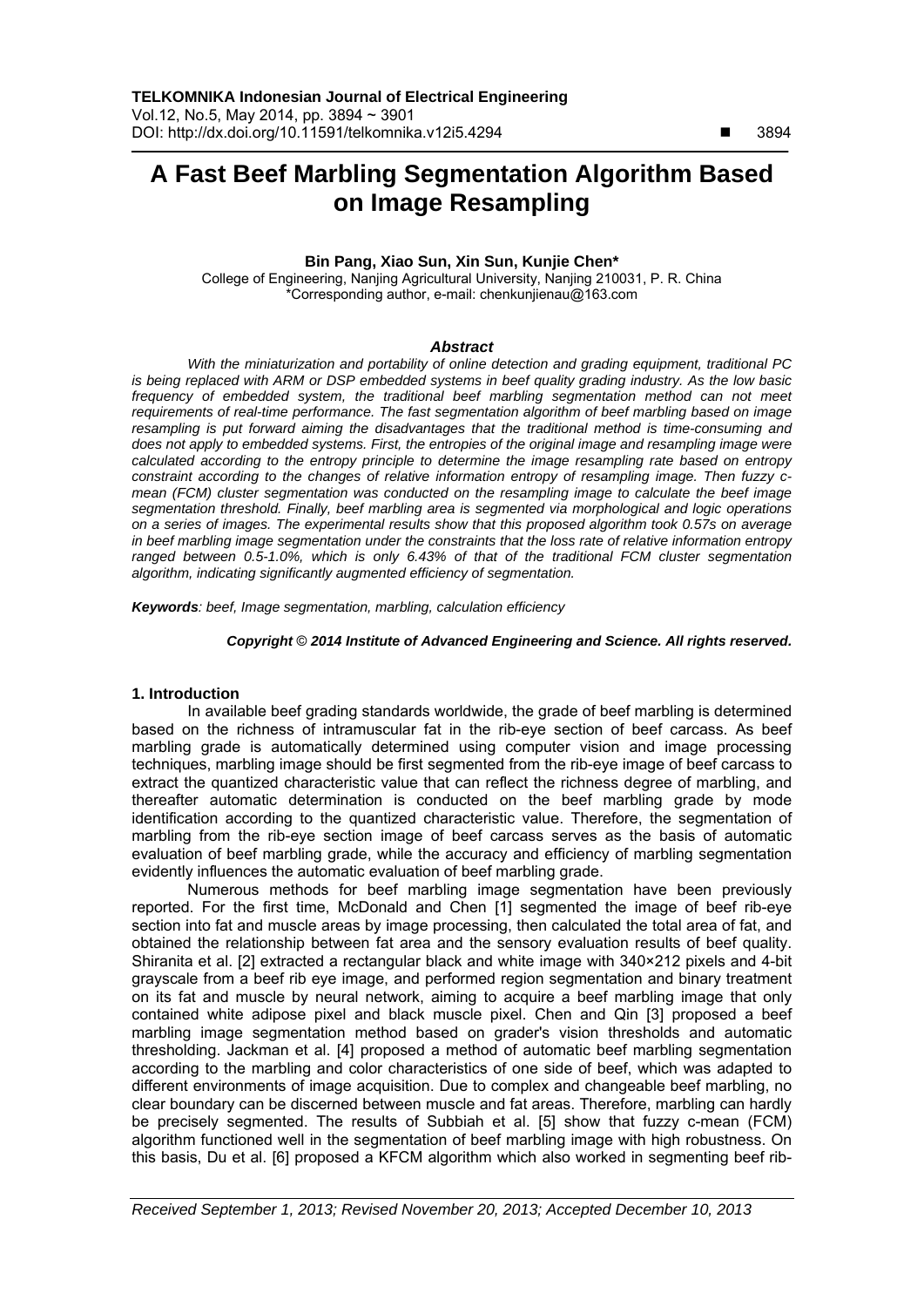# A Fast Beef Marbling Segmentation Algorithm Based on Image Resampling

**Bin Pang, Xiao Sun, Xin Sun, Kunjie Chen***

College of Engineering, Nanjing Agricultural University, Nanjing 210031, P. R. China
*Corresponding author, e-mail: chenkunjienau@163.com

### *Abstract*

*With the miniaturization and portability of online detection and grading equipment, traditional PC is being replaced with ARM or DSP embedded systems in beef quality grading industry. As the low basic frequency of embedded system, the traditional beef marbling segmentation method can not meet requirements of real-time performance. The fast segmentation algorithm of beef marbling based on image resampling is put forward aiming the disadvantages that the traditional method is time-consuming and does not apply to embedded systems. First, the entropies of the original image and resampling image were calculated according to the entropy principle to determine the image resampling rate based on entropy constraint according to the changes of relative information entropy of resampling image. Then fuzzy c-mean (FCM) cluster segmentation was conducted on the resampling image to calculate the beef image segmentation threshold. Finally, beef marbling area is segmented via morphological and logic operations on a series of images. The experimental results show that this proposed algorithm took 0.57s on average in beef marbling image segmentation under the constraints that the loss rate of relative information entropy ranged between 0.5-1.0%, which is only 6.43% of that of the traditional FCM cluster segmentation algorithm, indicating significantly augmented efficiency of segmentation.*

***Keywords****: beef, Image segmentation, marbling, calculation efficiency*

***Copyright © 2014 Institute of Advanced Engineering and Science. All rights reserved.***

## 1. Introduction

In available beef grading standards worldwide, the grade of beef marbling is determined based on the richness of intramuscular fat in the rib-eye section of beef carcass. As beef marbling grade is automatically determined using computer vision and image processing techniques, marbling image should be first segmented from the rib-eye image of beef carcass to extract the quantized characteristic value that can reflect the richness degree of marbling, and thereafter automatic determination is conducted on the beef marbling grade by mode identification according to the quantized characteristic value. Therefore, the segmentation of marbling from the rib-eye section image of beef carcass serves as the basis of automatic evaluation of beef marbling grade, while the accuracy and efficiency of marbling segmentation evidently influences the automatic evaluation of beef marbling grade.

Numerous methods for beef marbling image segmentation have been previously reported. For the first time, McDonald and Chen [1] segmented the image of beef rib-eye section into fat and muscle areas by image processing, then calculated the total area of fat, and obtained the relationship between fat area and the sensory evaluation results of beef quality. Shiranita et al. [2] extracted a rectangular black and white image with 340×212 pixels and 4-bit grayscale from a beef rib eye image, and performed region segmentation and binary treatment on its fat and muscle by neural network, aiming to acquire a beef marbling image that only contained white adipose pixel and black muscle pixel. Chen and Qin [3] proposed a beef marbling image segmentation method based on grader's vision thresholds and automatic thresholding. Jackman et al. [4] proposed a method of automatic beef marbling segmentation according to the marbling and color characteristics of one side of beef, which was adapted to different environments of image acquisition. Due to complex and changeable beef marbling, no clear boundary can be discerned between muscle and fat areas. Therefore, marbling can hardly be precisely segmented. The results of Subbiah et al. [5] show that fuzzy c-mean (FCM) algorithm functioned well in the segmentation of beef marbling image with high robustness. On this basis, Du et al. [6] proposed a KFCM algorithm which also worked in segmenting beef rib-

*Received September 1, 2013; Revised November 20, 2013; Accepted December 10, 2013*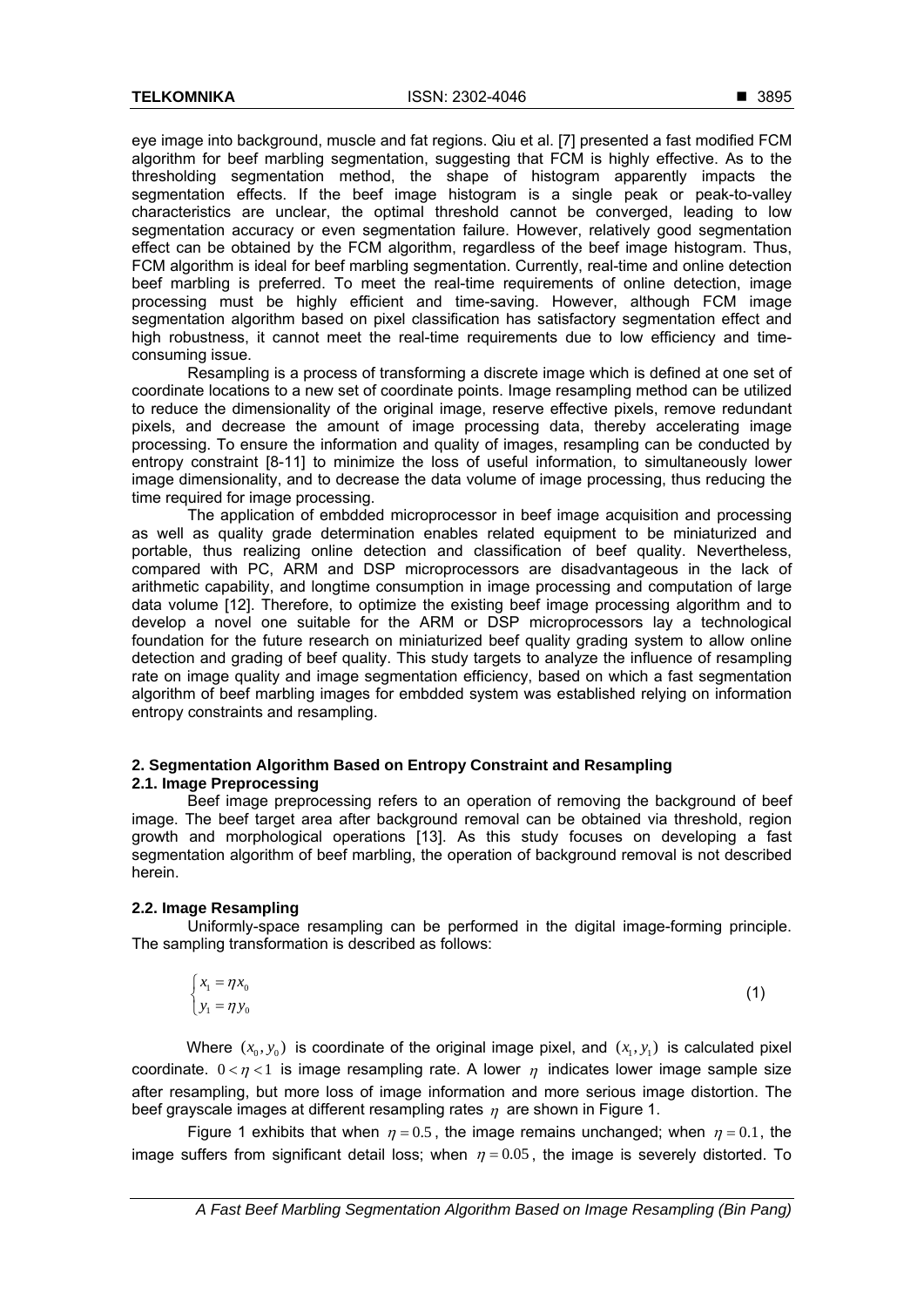eye image into background, muscle and fat regions. Qiu et al. [7] presented a fast modified FCM algorithm for beef marbling segmentation, suggesting that FCM is highly effective. As to the thresholding segmentation method, the shape of histogram apparently impacts the segmentation effects. If the beef image histogram is a single peak or peak-to-valley characteristics are unclear, the optimal threshold cannot be converged, leading to low segmentation accuracy or even segmentation failure. However, relatively good segmentation effect can be obtained by the FCM algorithm, regardless of the beef image histogram. Thus, FCM algorithm is ideal for beef marbling segmentation. Currently, real-time and online detection beef marbling is preferred. To meet the real-time requirements of online detection, image processing must be highly efficient and time-saving. However, although FCM image segmentation algorithm based on pixel classification has satisfactory segmentation effect and high robustness, it cannot meet the real-time requirements due to low efficiency and time-consuming issue.

Resampling is a process of transforming a discrete image which is defined at one set of coordinate locations to a new set of coordinate points. Image resampling method can be utilized to reduce the dimensionality of the original image, reserve effective pixels, remove redundant pixels, and decrease the amount of image processing data, thereby accelerating image processing. To ensure the information and quality of images, resampling can be conducted by entropy constraint [8-11] to minimize the loss of useful information, to simultaneously lower image dimensionality, and to decrease the data volume of image processing, thus reducing the time required for image processing.

The application of embdded microprocessor in beef image acquisition and processing as well as quality grade determination enables related equipment to be miniaturized and portable, thus realizing online detection and classification of beef quality. Nevertheless, compared with PC, ARM and DSP microprocessors are disadvantageous in the lack of arithmetic capability, and longtime consumption in image processing and computation of large data volume [12]. Therefore, to optimize the existing beef image processing algorithm and to develop a novel one suitable for the ARM or DSP microprocessors lay a technological foundation for the future research on miniaturized beef quality grading system to allow online detection and grading of beef quality. This study targets to analyze the influence of resampling rate on image quality and image segmentation efficiency, based on which a fast segmentation algorithm of beef marbling images for embdded system was established relying on information entropy constraints and resampling.

## 2. Segmentation Algorithm Based on Entropy Constraint and Resampling

### 2.1. Image Preprocessing

Beef image preprocessing refers to an operation of removing the background of beef image. The beef target area after background removal can be obtained via threshold, region growth and morphological operations [13]. As this study focuses on developing a fast segmentation algorithm of beef marbling, the operation of background removal is not described herein.

### 2.2. Image Resampling

Uniformly-space resampling can be performed in the digital image-forming principle. The sampling transformation is described as follows:

$$\begin{cases} x_1 = \eta x_0 \\ y_1 = \eta y_0 \end{cases} \tag{1}$$

Where $(x_0, y_0)$ is coordinate of the original image pixel, and $(x_1, y_1)$ is calculated pixel coordinate. $0 < \eta < 1$ is image resampling rate. A lower $\eta$ indicates lower image sample size after resampling, but more loss of image information and more serious image distortion. The beef grayscale images at different resampling rates $\eta$ are shown in Figure 1.

Figure 1 exhibits that when $\eta = 0.5$, the image remains unchanged; when $\eta = 0.1$, the image suffers from significant detail loss; when $\eta = 0.05$, the image is severely distorted. To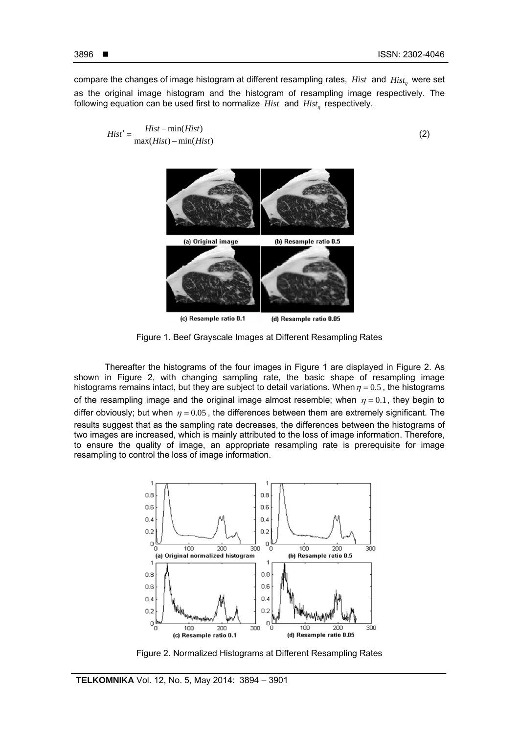compare the changes of image histogram at different resampling rates, $Hist$ and $Hist_\eta$ were set as the original image histogram and the histogram of resampling image respectively. The following equation can be used first to normalize $Hist$ and $Hist_\eta$ respectively.

$$Hist' = \frac{Hist - \min(Hist)}{\max(Hist) - \min(Hist)} \tag{2}$$

Figure 1. Beef Grayscale Images at Different Resampling Rates

Thereafter the histograms of the four images in Figure 1 are displayed in Figure 2. As shown in Figure 2, with changing sampling rate, the basic shape of resampling image histograms remains intact, but they are subject to detail variations. When $\eta = 0.5$, the histograms of the resampling image and the original image almost resemble; when $\eta = 0.1$, they begin to differ obviously; but when $\eta = 0.05$, the differences between them are extremely significant. The results suggest that as the sampling rate decreases, the differences between the histograms of two images are increased, which is mainly attributed to the loss of image information. Therefore, to ensure the quality of image, an appropriate resampling rate is prerequisite for image resampling to control the loss of image information.

Figure 2. Normalized Histograms at Different Resampling Rates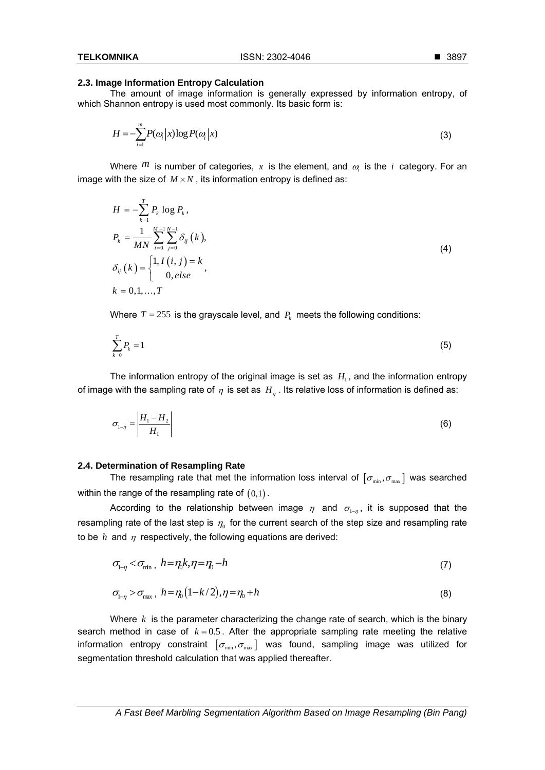### 2.3. Image Information Entropy Calculation

The amount of image information is generally expressed by information entropy, of which Shannon entropy is used most commonly. Its basic form is:

$$H = -\sum_{i=1}^{m} P(\omega_i | x) \log P(\omega_i | x) \tag{3}$$

Where $m$ is number of categories, $x$ is the element, and $\omega_i$ is the $i$ category. For an image with the size of $M \times N$, its information entropy is defined as:

$$\begin{aligned}
H &= -\sum_{k=1}^{T} P_k \log P_k, \\
P_k &= \frac{1}{MN} \sum_{i=0}^{M-1} \sum_{j=0}^{N-1} \delta_{ij}(k), \\
\delta_{ij}(k) &= \begin{cases} 1, I(i,j) = k \\ 0, else \end{cases}, \\
k &= 0, 1, \ldots, T
\end{aligned} \tag{4}$$

Where $T = 255$ is the grayscale level, and $P_k$ meets the following conditions:

$$\sum_{k=0}^{T} P_k = 1 \tag{5}$$

The information entropy of the original image is set as $H_1$, and the information entropy of image with the sampling rate of $\eta$ is set as $H_\eta$. Its relative loss of information is defined as:

$$\sigma_{1-\eta} = \left| \frac{H_1 - H_2}{H_1} \right| \tag{6}$$

### 2.4. Determination of Resampling Rate

The resampling rate that met the information loss interval of $[\sigma_{\min}, \sigma_{\max}]$ was searched within the range of the resampling rate of $(0,1)$.

According to the relationship between image $\eta$ and $\sigma_{1-\eta}$, it is supposed that the resampling rate of the last step is $\eta_0$ for the current search of the step size and resampling rate to be $h$ and $\eta$ respectively, the following equations are derived:

$$\sigma_{1-\eta} < \sigma_{\min}, \ h = \eta_0 k, \eta = \eta_0 - h \tag{7}$$

$$\sigma_{1-\eta} > \sigma_{\max}, \ h = \eta_0 (1 - k/2), \eta = \eta_0 + h \tag{8}$$

Where $k$ is the parameter characterizing the change rate of search, which is the binary search method in case of $k = 0.5$. After the appropriate sampling rate meeting the relative information entropy constraint $[\sigma_{\min}, \sigma_{\max}]$ was found, sampling image was utilized for segmentation threshold calculation that was applied thereafter.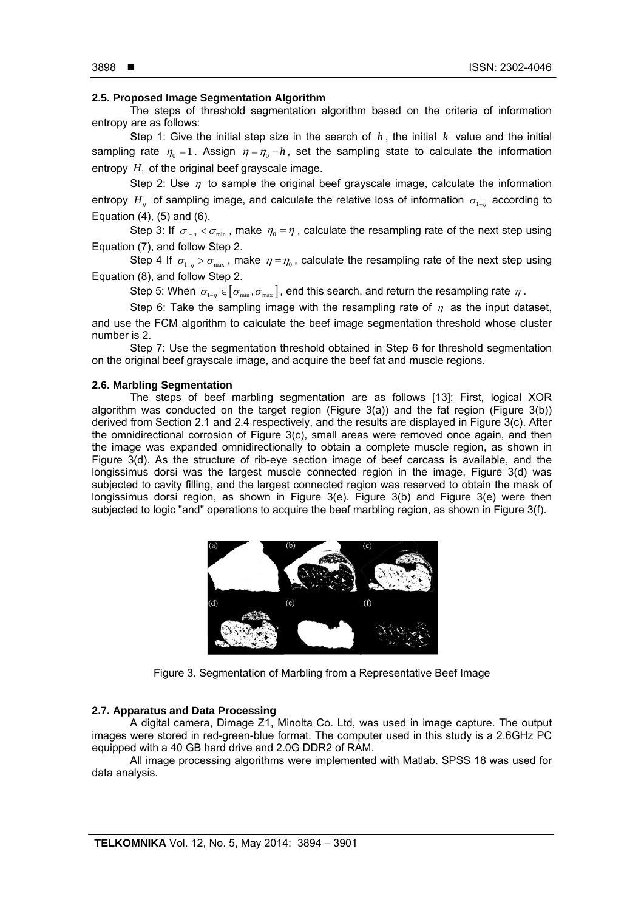### 2.5. Proposed Image Segmentation Algorithm

The steps of threshold segmentation algorithm based on the criteria of information entropy are as follows:

Step 1: Give the initial step size in the search of $h$, the initial $k$ value and the initial sampling rate $\eta_0 = 1$. Assign $\eta = \eta_0 - h$, set the sampling state to calculate the information entropy $H_1$ of the original beef grayscale image.

Step 2: Use $\eta$ to sample the original beef grayscale image, calculate the information entropy $H_\eta$ of sampling image, and calculate the relative loss of information $\sigma_{1-\eta}$ according to Equation (4), (5) and (6).

Step 3: If $\sigma_{1-\eta} < \sigma_{\min}$, make $\eta_0 = \eta$, calculate the resampling rate of the next step using Equation (7), and follow Step 2.

Step 4 If $\sigma_{1-\eta} > \sigma_{\max}$, make $\eta = \eta_0$, calculate the resampling rate of the next step using Equation (8), and follow Step 2.

Step 5: When $\sigma_{1-\eta} \in [\sigma_{\min}, \sigma_{\max}]$, end this search, and return the resampling rate $\eta$.

Step 6: Take the sampling image with the resampling rate of $\eta$ as the input dataset, and use the FCM algorithm to calculate the beef image segmentation threshold whose cluster number is 2.

Step 7: Use the segmentation threshold obtained in Step 6 for threshold segmentation on the original beef grayscale image, and acquire the beef fat and muscle regions.

### 2.6. Marbling Segmentation

The steps of beef marbling segmentation are as follows [13]: First, logical XOR algorithm was conducted on the target region (Figure 3(a)) and the fat region (Figure 3(b)) derived from Section 2.1 and 2.4 respectively, and the results are displayed in Figure 3(c). After the omnidirectional corrosion of Figure 3(c), small areas were removed once again, and then the image was expanded omnidirectionally to obtain a complete muscle region, as shown in Figure 3(d). As the structure of rib-eye section image of beef carcass is available, and the longissimus dorsi was the largest muscle connected region in the image, Figure 3(d) was subjected to cavity filling, and the largest connected region was reserved to obtain the mask of longissimus dorsi region, as shown in Figure 3(e). Figure 3(b) and Figure 3(e) were then subjected to logic "and" operations to acquire the beef marbling region, as shown in Figure 3(f).

Figure 3. Segmentation of Marbling from a Representative Beef Image

### 2.7. Apparatus and Data Processing

A digital camera, Dimage Z1, Minolta Co. Ltd, was used in image capture. The output images were stored in red-green-blue format. The computer used in this study is a 2.6GHz PC equipped with a 40 GB hard drive and 2.0G DDR2 of RAM.

All image processing algorithms were implemented with Matlab. SPSS 18 was used for data analysis.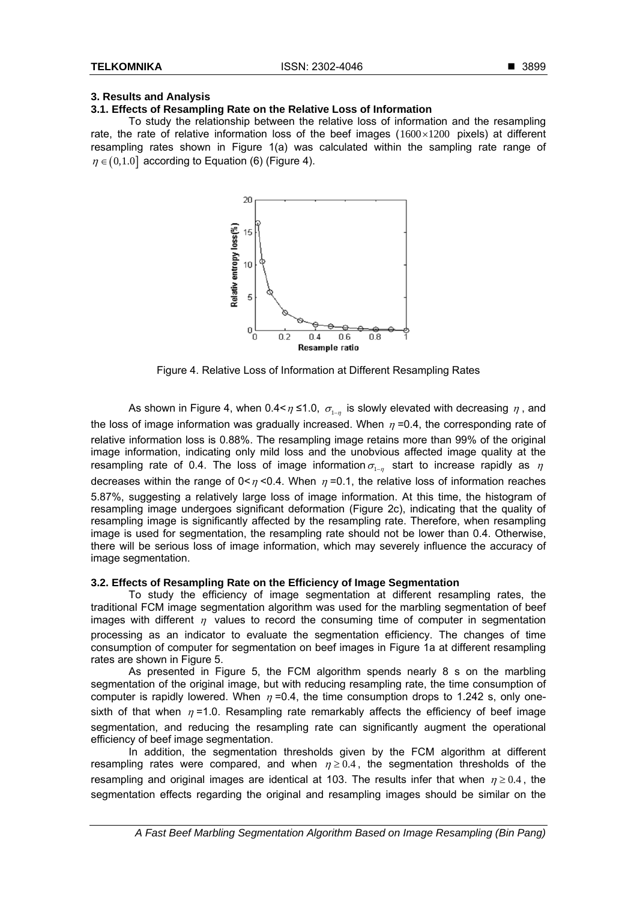## 3. Results and Analysis

### 3.1. Effects of Resampling Rate on the Relative Loss of Information

To study the relationship between the relative loss of information and the resampling rate, the rate of relative information loss of the beef images ($1600 \times 1200$ pixels) at different resampling rates shown in Figure 1(a) was calculated within the sampling rate range of $\eta \in (0,1.0]$ according to Equation (6) (Figure 4).

Figure 4. Relative Loss of Information at Different Resampling Rates

As shown in Figure 4, when 0.4< $\eta$ ≤1.0, $\sigma_{1-\eta}$ is slowly elevated with decreasing $\eta$, and the loss of image information was gradually increased. When $\eta$ =0.4, the corresponding rate of relative information loss is 0.88%. The resampling image retains more than 99% of the original image information, indicating only mild loss and the unobvious affected image quality at the resampling rate of 0.4. The loss of image information $\sigma_{1-\eta}$ start to increase rapidly as $\eta$ decreases within the range of 0< $\eta$ <0.4. When $\eta$ =0.1, the relative loss of information reaches 5.87%, suggesting a relatively large loss of image information. At this time, the histogram of resampling image undergoes significant deformation (Figure 2c), indicating that the quality of resampling image is significantly affected by the resampling rate. Therefore, when resampling image is used for segmentation, the resampling rate should not be lower than 0.4. Otherwise, there will be serious loss of image information, which may severely influence the accuracy of image segmentation.

### 3.2. Effects of Resampling Rate on the Efficiency of Image Segmentation

To study the efficiency of image segmentation at different resampling rates, the traditional FCM image segmentation algorithm was used for the marbling segmentation of beef images with different $\eta$ values to record the consuming time of computer in segmentation processing as an indicator to evaluate the segmentation efficiency. The changes of time consumption of computer for segmentation on beef images in Figure 1a at different resampling rates are shown in Figure 5.

As presented in Figure 5, the FCM algorithm spends nearly 8 s on the marbling segmentation of the original image, but with reducing resampling rate, the time consumption of computer is rapidly lowered. When $\eta$ =0.4, the time consumption drops to 1.242 s, only one-sixth of that when $\eta$ =1.0. Resampling rate remarkably affects the efficiency of beef image segmentation, and reducing the resampling rate can significantly augment the operational efficiency of beef image segmentation.

In addition, the segmentation thresholds given by the FCM algorithm at different resampling rates were compared, and when $\eta \geq 0.4$, the segmentation thresholds of the resampling and original images are identical at 103. The results infer that when $\eta \geq 0.4$, the segmentation effects regarding the original and resampling images should be similar on the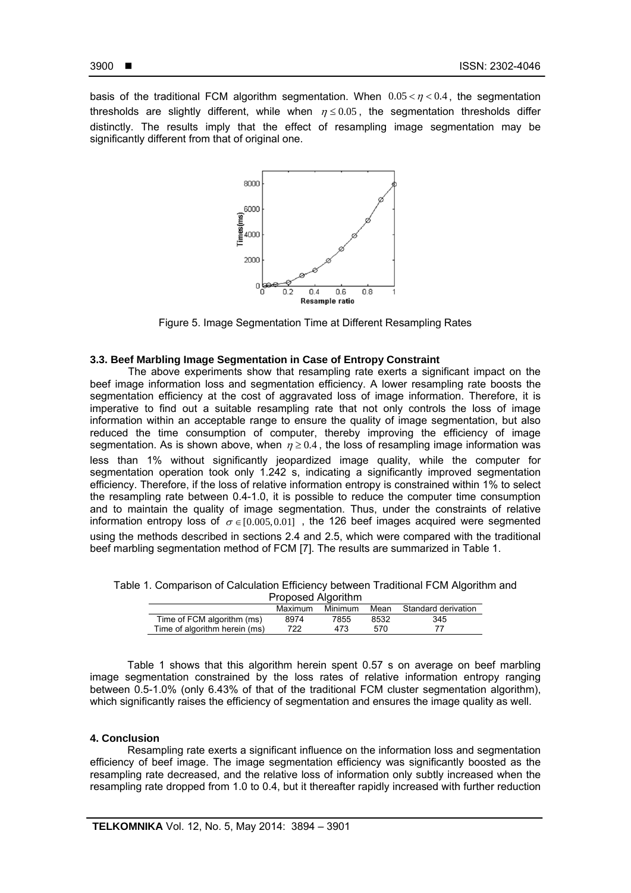basis of the traditional FCM algorithm segmentation. When $0.05 < \eta < 0.4$, the segmentation thresholds are slightly different, while when $\eta \leq 0.05$, the segmentation thresholds differ distinctly. The results imply that the effect of resampling image segmentation may be significantly different from that of original one.

Figure 5. Image Segmentation Time at Different Resampling Rates

### 3.3. Beef Marbling Image Segmentation in Case of Entropy Constraint

The above experiments show that resampling rate exerts a significant impact on the beef image information loss and segmentation efficiency. A lower resampling rate boosts the segmentation efficiency at the cost of aggravated loss of image information. Therefore, it is imperative to find out a suitable resampling rate that not only controls the loss of image information within an acceptable range to ensure the quality of image segmentation, but also reduced the time consumption of computer, thereby improving the efficiency of image segmentation. As is shown above, when $\eta \geq 0.4$, the loss of resampling image information was less than 1% without significantly jeopardized image quality, while the computer for segmentation operation took only 1.242 s, indicating a significantly improved segmentation efficiency. Therefore, if the loss of relative information entropy is constrained within 1% to select the resampling rate between 0.4-1.0, it is possible to reduce the computer time consumption and to maintain the quality of image segmentation. Thus, under the constraints of relative information entropy loss of $\sigma \in [0.005, 0.01]$, the 126 beef images acquired were segmented using the methods described in sections 2.4 and 2.5, which were compared with the traditional beef marbling segmentation method of FCM [7]. The results are summarized in Table 1.

Table 1. Comparison of Calculation Efficiency between Traditional FCM Algorithm and Proposed Algorithm

| | Maximum | Minimum | Mean | Standard derivation |
|---|---|---|---|---|
| Time of FCM algorithm (ms) | 8974 | 7855 | 8532 | 345 |
| Time of algorithm herein (ms) | 722 | 473 | 570 | 77 |

Table 1 shows that this algorithm herein spent 0.57 s on average on beef marbling image segmentation constrained by the loss rates of relative information entropy ranging between 0.5-1.0% (only 6.43% of that of the traditional FCM cluster segmentation algorithm), which significantly raises the efficiency of segmentation and ensures the image quality as well.

## 4. Conclusion

Resampling rate exerts a significant influence on the information loss and segmentation efficiency of beef image. The image segmentation efficiency was significantly boosted as the resampling rate decreased, and the relative loss of information only subtly increased when the resampling rate dropped from 1.0 to 0.4, but it thereafter rapidly increased with further reduction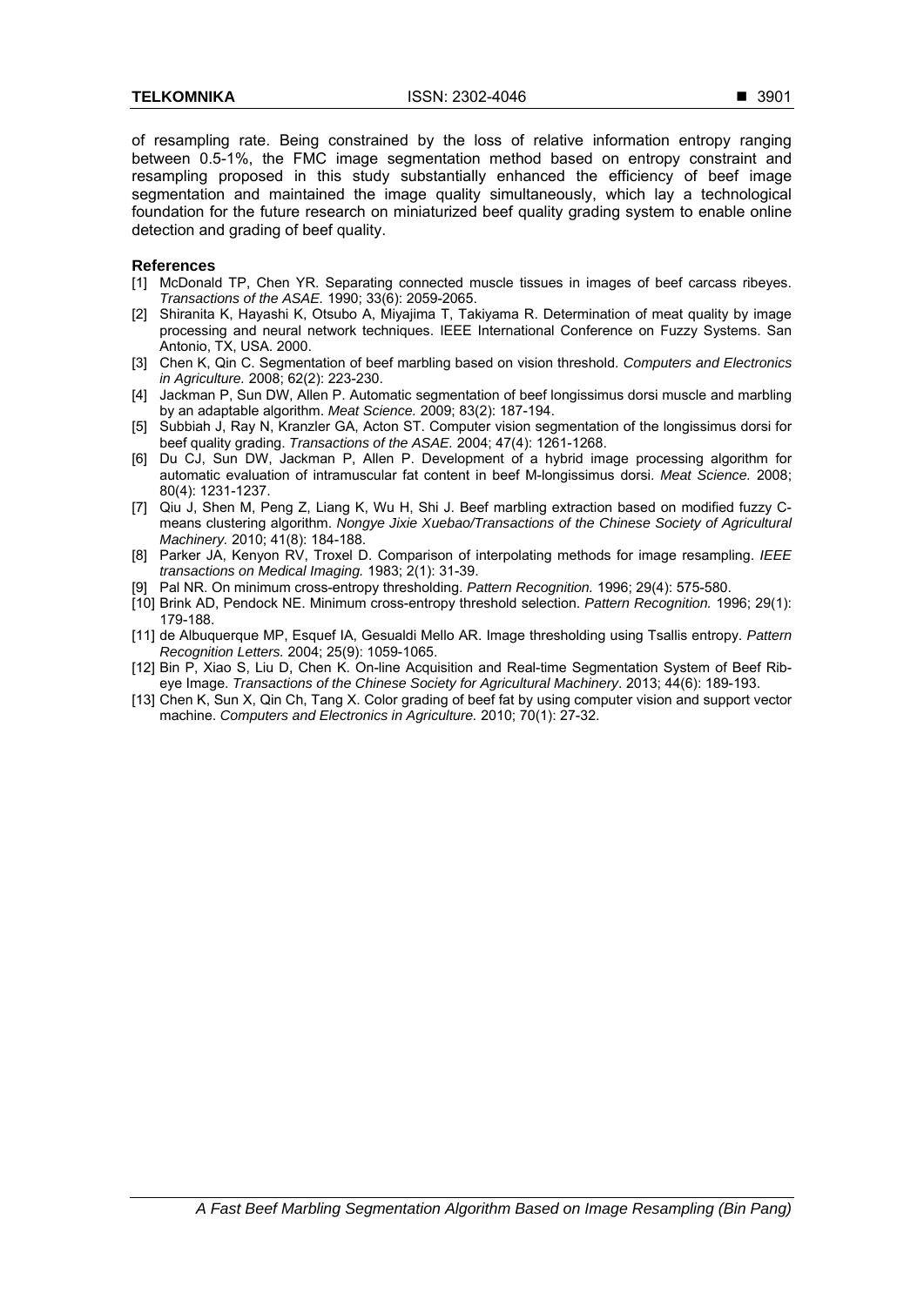of resampling rate. Being constrained by the loss of relative information entropy ranging between 0.5-1%, the FMC image segmentation method based on entropy constraint and resampling proposed in this study substantially enhanced the efficiency of beef image segmentation and maintained the image quality simultaneously, which lay a technological foundation for the future research on miniaturized beef quality grading system to enable online detection and grading of beef quality.

## References

[1] McDonald TP, Chen YR. Separating connected muscle tissues in images of beef carcass ribeyes. *Transactions of the ASAE.* 1990; 33(6): 2059-2065.

[2] Shiranita K, Hayashi K, Otsubo A, Miyajima T, Takiyama R. Determination of meat quality by image processing and neural network techniques. IEEE International Conference on Fuzzy Systems. San Antonio, TX, USA. 2000.

[3] Chen K, Qin C. Segmentation of beef marbling based on vision threshold. *Computers and Electronics in Agriculture.* 2008; 62(2): 223-230.

[4] Jackman P, Sun DW, Allen P. Automatic segmentation of beef longissimus dorsi muscle and marbling by an adaptable algorithm. *Meat Science.* 2009; 83(2): 187-194.

[5] Subbiah J, Ray N, Kranzler GA, Acton ST. Computer vision segmentation of the longissimus dorsi for beef quality grading. *Transactions of the ASAE.* 2004; 47(4): 1261-1268.

[6] Du CJ, Sun DW, Jackman P, Allen P. Development of a hybrid image processing algorithm for automatic evaluation of intramuscular fat content in beef M-longissimus dorsi. *Meat Science.* 2008; 80(4): 1231-1237.

[7] Qiu J, Shen M, Peng Z, Liang K, Wu H, Shi J. Beef marbling extraction based on modified fuzzy C-means clustering algorithm. *Nongye Jixie Xuebao/Transactions of the Chinese Society of Agricultural Machinery.* 2010; 41(8): 184-188.

[8] Parker JA, Kenyon RV, Troxel D. Comparison of interpolating methods for image resampling. *IEEE transactions on Medical Imaging.* 1983; 2(1): 31-39.

[9] Pal NR. On minimum cross-entropy thresholding. *Pattern Recognition.* 1996; 29(4): 575-580.

[10] Brink AD, Pendock NE. Minimum cross-entropy threshold selection. *Pattern Recognition.* 1996; 29(1): 179-188.

[11] de Albuquerque MP, Esquef IA, Gesualdi Mello AR. Image thresholding using Tsallis entropy. *Pattern Recognition Letters.* 2004; 25(9): 1059-1065.

[12] Bin P, Xiao S, Liu D, Chen K. On-line Acquisition and Real-time Segmentation System of Beef Rib-eye Image. *Transactions of the Chinese Society for Agricultural Machinery*. 2013; 44(6): 189-193.

[13] Chen K, Sun X, Qin Ch, Tang X. Color grading of beef fat by using computer vision and support vector machine. *Computers and Electronics in Agriculture.* 2010; 70(1): 27-32.